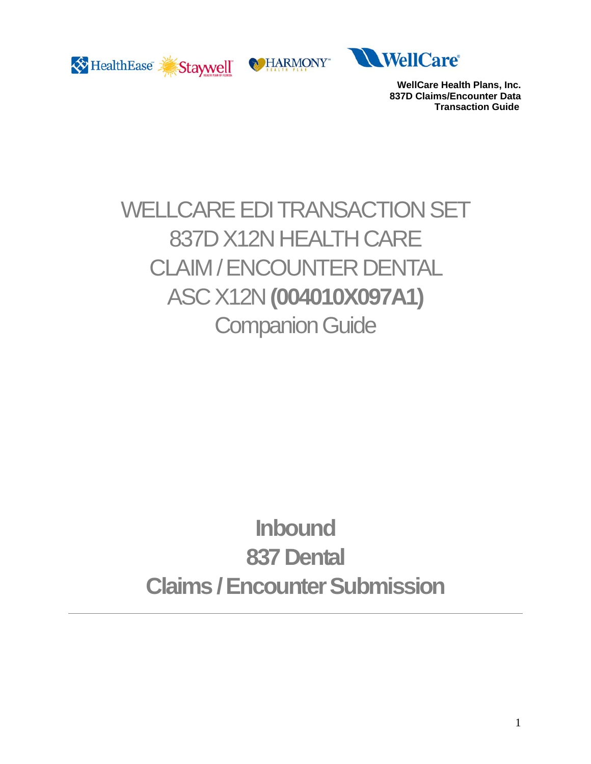HealthEase Staywell HARMONY WellCare

**WellCare Health Plans, Inc.**
**837D Claims/Encounter Data**
**Transaction Guide**

# WELLCARE EDI TRANSACTION SET 837D X12N HEALTH CARE CLAIM / ENCOUNTER DENTAL ASC X12N **(004010X097A1)** Companion Guide

# Inbound 837 Dental Claims / Encounter Submission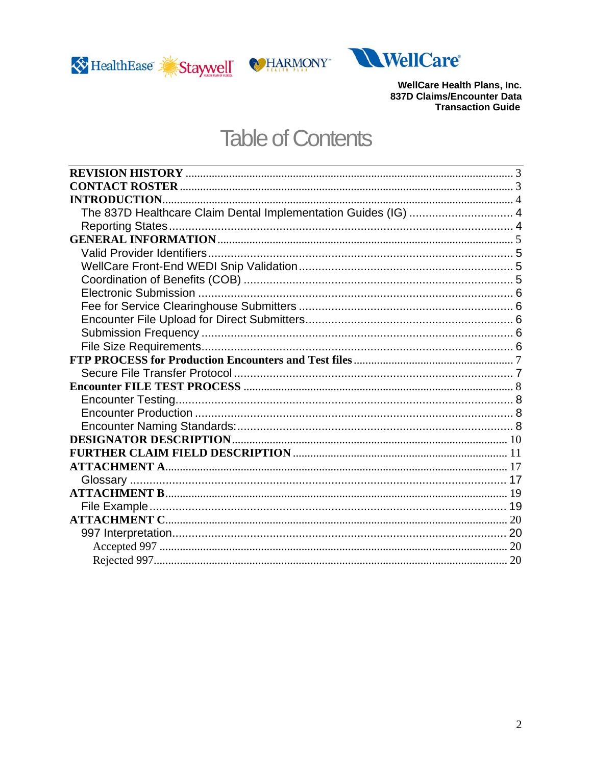WellCare Health Plans, Inc.
837D Claims/Encounter Data
Transaction Guide

# Table of Contents

**REVISION HISTORY** ............................................................ 3
**CONTACT ROSTER** ............................................................ 3
**INTRODUCTION** ............................................................ 4
- The 837D Healthcare Claim Dental Implementation Guides (IG) ............ 4
- Reporting States ............................................................ 4

**GENERAL INFORMATION** ............................................................ 5
- Valid Provider Identifiers ............................................................ 5
- WellCare Front-End WEDI Snip Validation ............................................ 5
- Coordination of Benefits (COB) ............................................................ 5
- Electronic Submission ............................................................ 6
- Fee for Service Clearinghouse Submitters ............................................ 6
- Encounter File Upload for Direct Submitters ........................................ 6
- Submission Frequency ............................................................ 6
- File Size Requirements ............................................................ 6

**FTP PROCESS for Production Encounters and Test files** ............................ 7
- Secure File Transfer Protocol ............................................................ 7

**Encounter FILE TEST PROCESS** ............................................................ 8
- Encounter Testing ............................................................ 8
- Encounter Production ............................................................ 8
- Encounter Naming Standards: ............................................................ 8

**DESIGNATOR DESCRIPTION** ............................................................ 10
**FURTHER CLAIM FIELD DESCRIPTION** ............................................ 11
**ATTACHMENT A** ............................................................ 17
- Glossary ............................................................ 17

**ATTACHMENT B** ............................................................ 19
- File Example ............................................................ 19

**ATTACHMENT C** ............................................................ 20
- 997 Interpretation ............................................................ 20
  - Accepted 997 ............................................................ 20
  - Rejected 997 ............................................................ 20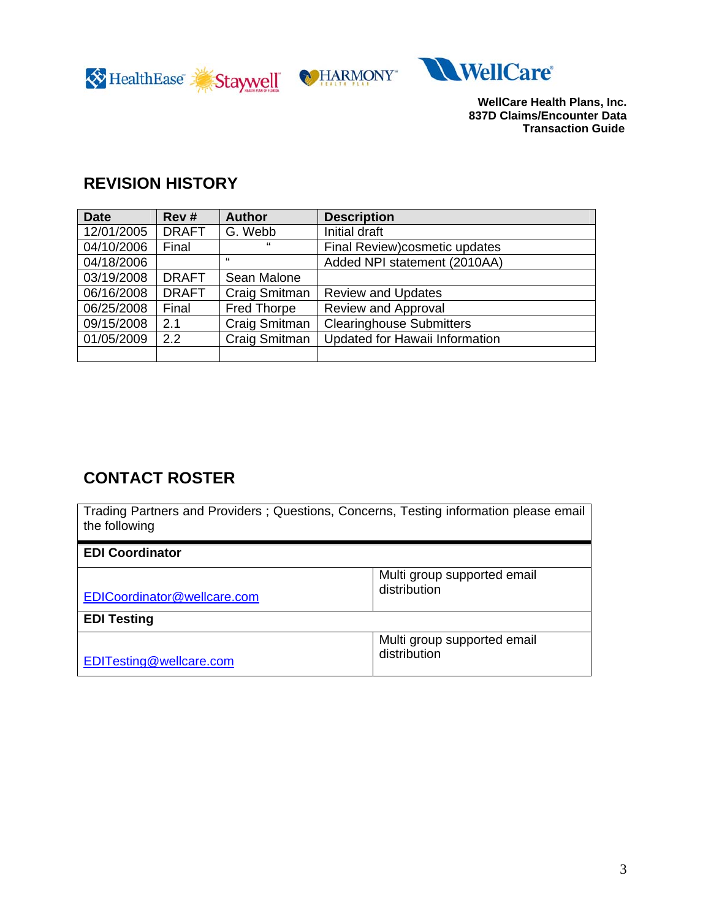WellCare Health Plans, Inc.
837D Claims/Encounter Data
Transaction Guide

## REVISION HISTORY

| Date | Rev # | Author | Description |
|---|---|---|---|
| 12/01/2005 | DRAFT | G. Webb | Initial draft |
| 04/10/2006 | Final | " | Final Review)cosmetic updates |
| 04/18/2006 | | " | Added NPI statement (2010AA) |
| 03/19/2008 | DRAFT | Sean Malone | |
| 06/16/2008 | DRAFT | Craig Smitman | Review and Updates |
| 06/25/2008 | Final | Fred Thorpe | Review and Approval |
| 09/15/2008 | 2.1 | Craig Smitman | Clearinghouse Submitters |
| 01/05/2009 | 2.2 | Craig Smitman | Updated for Hawaii Information |
| | | | |

## CONTACT ROSTER

| Trading Partners and Providers ; Questions, Concerns, Testing information please email the following | |
|---|---|
| **EDI Coordinator** | |
| EDICoordinator@wellcare.com | Multi group supported email distribution |
| **EDI Testing** | |
| EDITesting@wellcare.com | Multi group supported email distribution |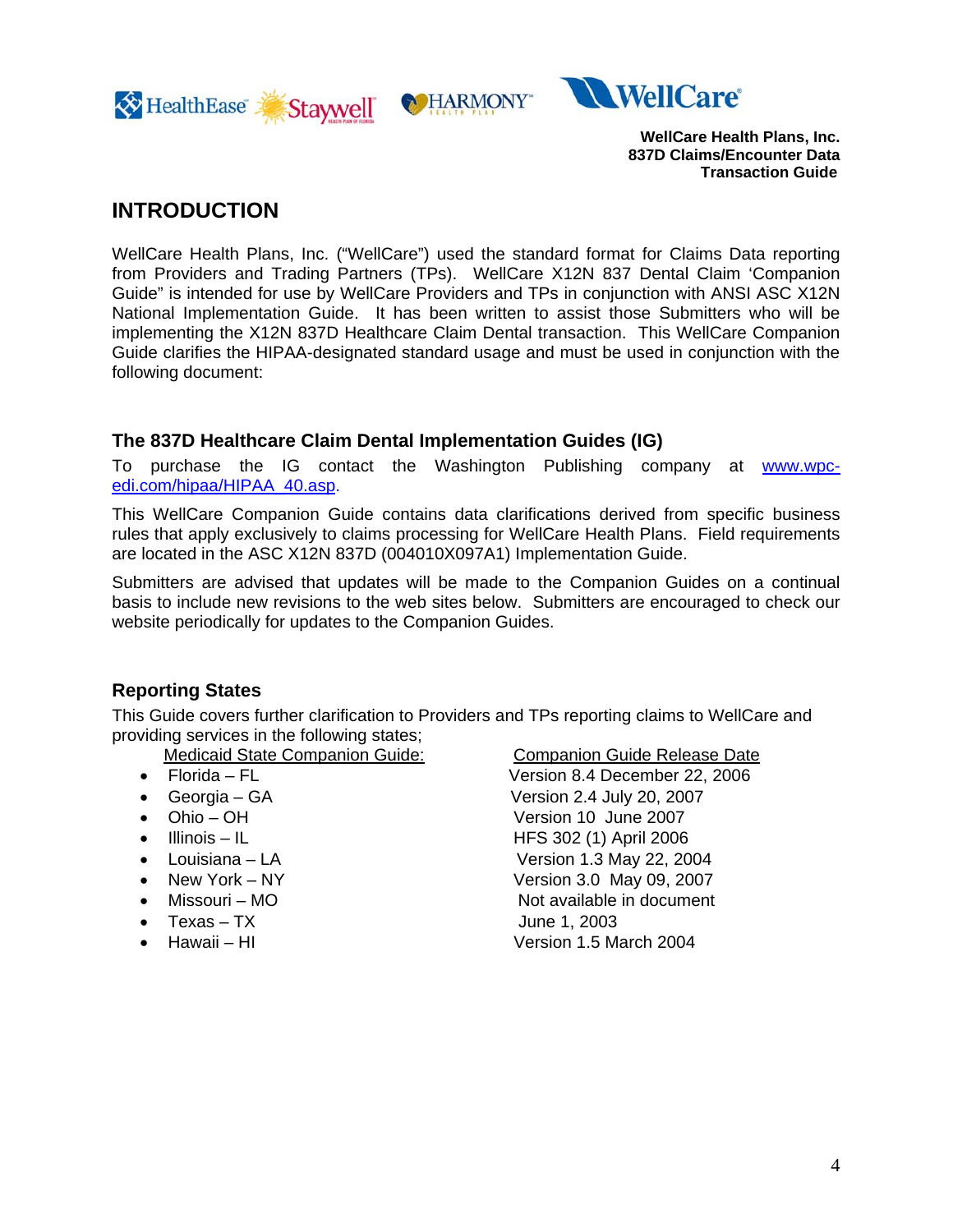WellCare Health Plans, Inc.
837D Claims/Encounter Data
Transaction Guide

## INTRODUCTION

WellCare Health Plans, Inc. ("WellCare") used the standard format for Claims Data reporting from Providers and Trading Partners (TPs). WellCare X12N 837 Dental Claim 'Companion Guide" is intended for use by WellCare Providers and TPs in conjunction with ANSI ASC X12N National Implementation Guide. It has been written to assist those Submitters who will be implementing the X12N 837D Healthcare Claim Dental transaction. This WellCare Companion Guide clarifies the HIPAA-designated standard usage and must be used in conjunction with the following document:

### The 837D Healthcare Claim Dental Implementation Guides (IG)

To purchase the IG contact the Washington Publishing company at [www.wpc-edi.com/hipaa/HIPAA_40.asp](www.wpc-edi.com/hipaa/HIPAA_40.asp).

This WellCare Companion Guide contains data clarifications derived from specific business rules that apply exclusively to claims processing for WellCare Health Plans. Field requirements are located in the ASC X12N 837D (004010X097A1) Implementation Guide.

Submitters are advised that updates will be made to the Companion Guides on a continual basis to include new revisions to the web sites below. Submitters are encouraged to check our website periodically for updates to the Companion Guides.

### Reporting States

This Guide covers further clarification to Providers and TPs reporting claims to WellCare and providing services in the following states;

| Medicaid State Companion Guide: | Companion Guide Release Date |
|---|---|
| • Florida – FL | Version 8.4 December 22, 2006 |
| • Georgia – GA | Version 2.4 July 20, 2007 |
| • Ohio – OH | Version 10 June 2007 |
| • Illinois – IL | HFS 302 (1) April 2006 |
| • Louisiana – LA | Version 1.3 May 22, 2004 |
| • New York – NY | Version 3.0 May 09, 2007 |
| • Missouri – MO | Not available in document |
| • Texas – TX | June 1, 2003 |
| • Hawaii – HI | Version 1.5 March 2004 |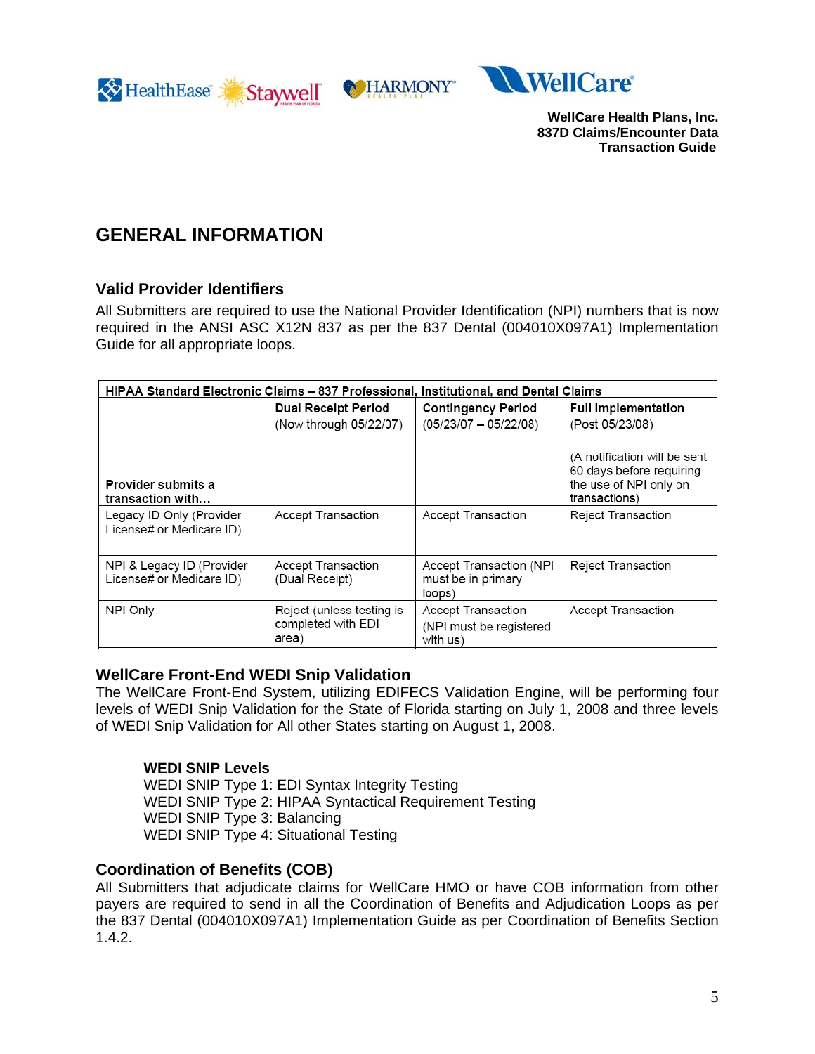## GENERAL INFORMATION

### Valid Provider Identifiers

All Submitters are required to use the National Provider Identification (NPI) numbers that is now required in the ANSI ASC X12N 837 as per the 837 Dental (004010X097A1) Implementation Guide for all appropriate loops.

| HIPAA Standard Electronic Claims – 837 Professional, Institutional, and Dental Claims | | | |
|---|---|---|---|
| **Provider submits a transaction with…** | **Dual Receipt Period** (Now through 05/22/07) | **Contingency Period** (05/23/07 – 05/22/08) | **Full Implementation** (Post 05/23/08) (A notification will be sent 60 days before requiring the use of NPI only on transactions) |
| Legacy ID Only (Provider License# or Medicare ID) | Accept Transaction | Accept Transaction | Reject Transaction |
| NPI & Legacy ID (Provider License# or Medicare ID) | Accept Transaction (Dual Receipt) | Accept Transaction (NPI must be in primary loops) | Reject Transaction |
| NPI Only | Reject (unless testing is completed with EDI area) | Accept Transaction (NPI must be registered with us) | Accept Transaction |

### WellCare Front-End WEDI Snip Validation

The WellCare Front-End System, utilizing EDIFECS Validation Engine, will be performing four levels of WEDI Snip Validation for the State of Florida starting on July 1, 2008 and three levels of WEDI Snip Validation for All other States starting on August 1, 2008.

**WEDI SNIP Levels**

WEDI SNIP Type 1: EDI Syntax Integrity Testing
WEDI SNIP Type 2: HIPAA Syntactical Requirement Testing
WEDI SNIP Type 3: Balancing
WEDI SNIP Type 4: Situational Testing

### Coordination of Benefits (COB)

All Submitters that adjudicate claims for WellCare HMO or have COB information from other payers are required to send in all the Coordination of Benefits and Adjudication Loops as per the 837 Dental (004010X097A1) Implementation Guide as per Coordination of Benefits Section 1.4.2.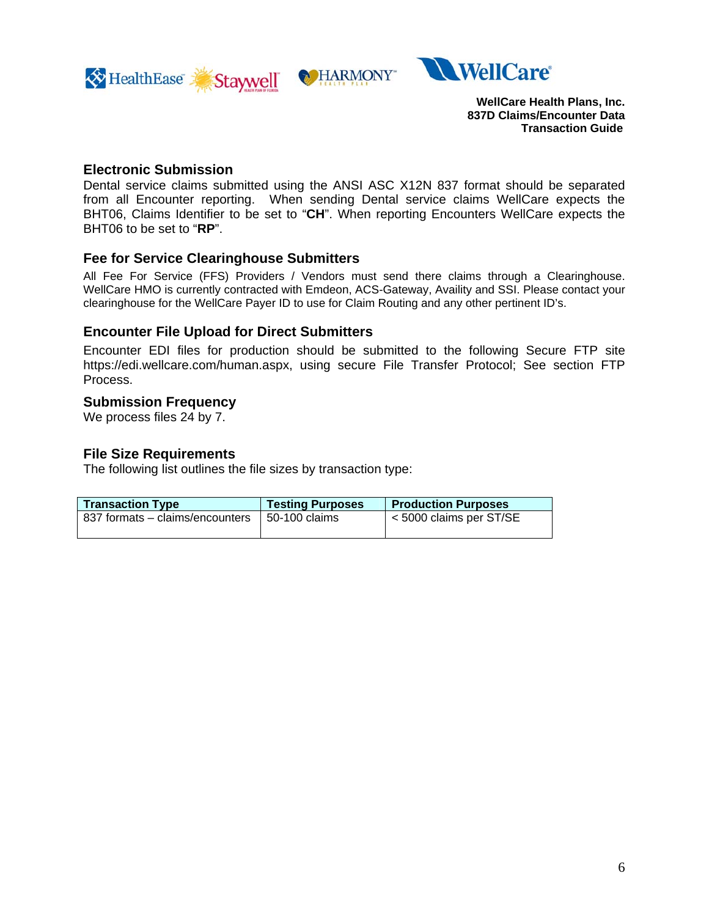## Electronic Submission

Dental service claims submitted using the ANSI ASC X12N 837 format should be separated from all Encounter reporting. When sending Dental service claims WellCare expects the BHT06, Claims Identifier to be set to "**CH**". When reporting Encounters WellCare expects the BHT06 to be set to "**RP**".

## Fee for Service Clearinghouse Submitters

All Fee For Service (FFS) Providers / Vendors must send there claims through a Clearinghouse. WellCare HMO is currently contracted with Emdeon, ACS-Gateway, Availity and SSI. Please contact your clearinghouse for the WellCare Payer ID to use for Claim Routing and any other pertinent ID's.

## Encounter File Upload for Direct Submitters

Encounter EDI files for production should be submitted to the following Secure FTP site https://edi.wellcare.com/human.aspx, using secure File Transfer Protocol; See section FTP Process.

## Submission Frequency

We process files 24 by 7.

## File Size Requirements

The following list outlines the file sizes by transaction type:

| Transaction Type | Testing Purposes | Production Purposes |
|---|---|---|
| 837 formats – claims/encounters | 50-100 claims | < 5000 claims per ST/SE |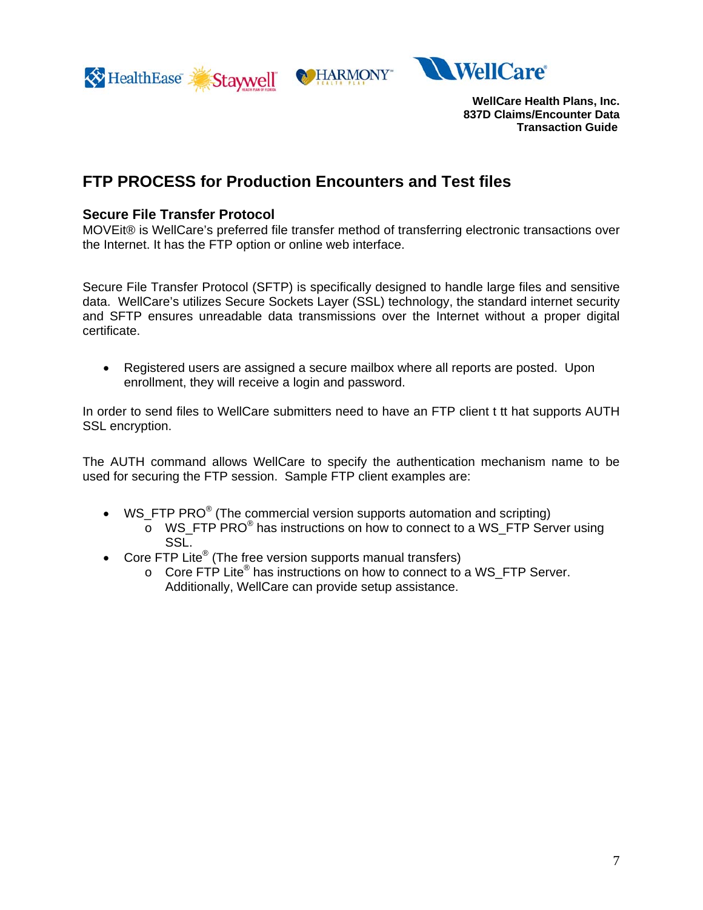# FTP PROCESS for Production Encounters and Test files

## Secure File Transfer Protocol

MOVEit® is WellCare's preferred file transfer method of transferring electronic transactions over the Internet. It has the FTP option or online web interface.

Secure File Transfer Protocol (SFTP) is specifically designed to handle large files and sensitive data. WellCare's utilizes Secure Sockets Layer (SSL) technology, the standard internet security and SFTP ensures unreadable data transmissions over the Internet without a proper digital certificate.

- Registered users are assigned a secure mailbox where all reports are posted. Upon enrollment, they will receive a login and password.

In order to send files to WellCare submitters need to have an FTP client t tt hat supports AUTH SSL encryption.

The AUTH command allows WellCare to specify the authentication mechanism name to be used for securing the FTP session. Sample FTP client examples are:

- WS_FTP PRO® (The commercial version supports automation and scripting)
  - WS_FTP PRO® has instructions on how to connect to a WS_FTP Server using SSL.
- Core FTP Lite® (The free version supports manual transfers)
  - Core FTP Lite® has instructions on how to connect to a WS_FTP Server. Additionally, WellCare can provide setup assistance.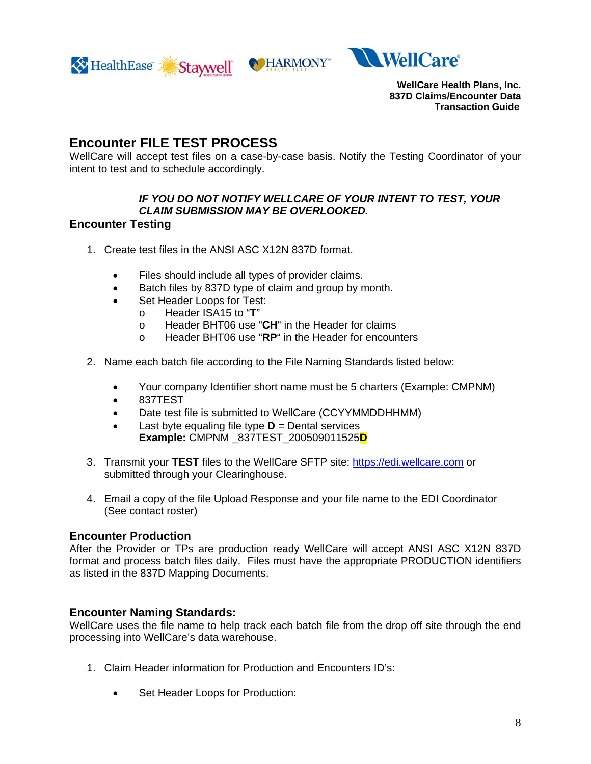## Encounter FILE TEST PROCESS

WellCare will accept test files on a case-by-case basis. Notify the Testing Coordinator of your intent to test and to schedule accordingly.

***IF YOU DO NOT NOTIFY WELLCARE OF YOUR INTENT TO TEST, YOUR CLAIM SUBMISSION MAY BE OVERLOOKED.***

### Encounter Testing

1. Create test files in the ANSI ASC X12N 837D format.

   - Files should include all types of provider claims.
   - Batch files by 837D type of claim and group by month.
   - Set Header Loops for Test:
     - Header ISA15 to "**T**"
     - Header BHT06 use "**CH**" in the Header for claims
     - Header BHT06 use "**RP**" in the Header for encounters

2. Name each batch file according to the File Naming Standards listed below:

   - Your company Identifier short name must be 5 charters (Example: CMPNM)
   - 837TEST
   - Date test file is submitted to WellCare (CCYYMMDDHHMM)
   - Last byte equaling file type **D** = Dental services
     **Example:** CMPNM _837TEST_200509011525**D**

3. Transmit your **TEST** files to the WellCare SFTP site: https://edi.wellcare.com or submitted through your Clearinghouse.

4. Email a copy of the file Upload Response and your file name to the EDI Coordinator (See contact roster)

### Encounter Production

After the Provider or TPs are production ready WellCare will accept ANSI ASC X12N 837D format and process batch files daily. Files must have the appropriate PRODUCTION identifiers as listed in the 837D Mapping Documents.

### Encounter Naming Standards:

WellCare uses the file name to help track each batch file from the drop off site through the end processing into WellCare's data warehouse.

1. Claim Header information for Production and Encounters ID's:

   - Set Header Loops for Production: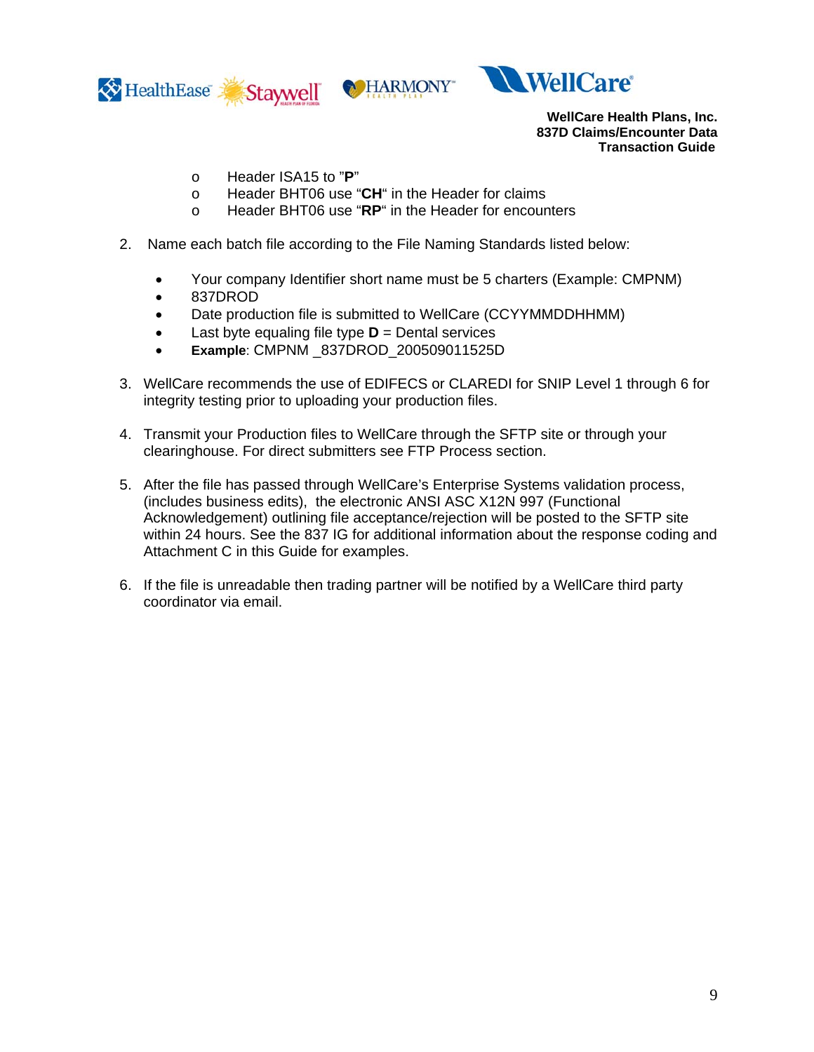- Header ISA15 to "**P**"
- Header BHT06 use "**CH**" in the Header for claims
- Header BHT06 use "**RP**" in the Header for encounters

2. Name each batch file according to the File Naming Standards listed below:

   - Your company Identifier short name must be 5 charters (Example: CMPNM)
   - 837DROD
   - Date production file is submitted to WellCare (CCYYMMDDHHMM)
   - Last byte equaling file type **D** = Dental services
   - **Example**: CMPNM _837DROD_200509011525D

3. WellCare recommends the use of EDIFECS or CLAREDI for SNIP Level 1 through 6 for integrity testing prior to uploading your production files.

4. Transmit your Production files to WellCare through the SFTP site or through your clearinghouse. For direct submitters see FTP Process section.

5. After the file has passed through WellCare's Enterprise Systems validation process, (includes business edits), the electronic ANSI ASC X12N 997 (Functional Acknowledgement) outlining file acceptance/rejection will be posted to the SFTP site within 24 hours. See the 837 IG for additional information about the response coding and Attachment C in this Guide for examples.

6. If the file is unreadable then trading partner will be notified by a WellCare third party coordinator via email.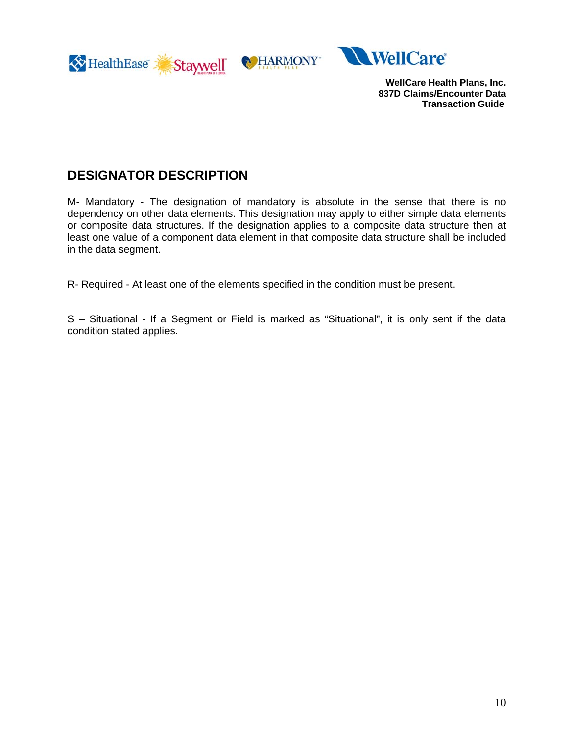## DESIGNATOR DESCRIPTION

M- Mandatory - The designation of mandatory is absolute in the sense that there is no dependency on other data elements. This designation may apply to either simple data elements or composite data structures. If the designation applies to a composite data structure then at least one value of a component data element in that composite data structure shall be included in the data segment.

R- Required - At least one of the elements specified in the condition must be present.

S – Situational - If a Segment or Field is marked as "Situational", it is only sent if the data condition stated applies.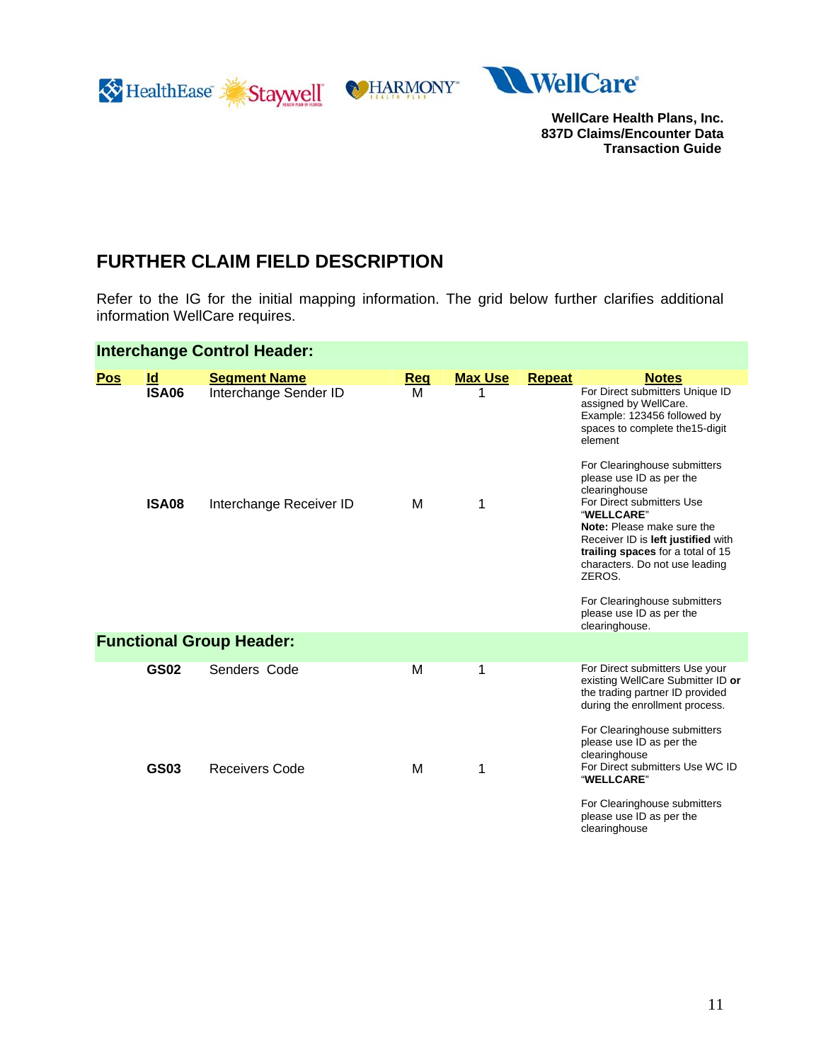## FURTHER CLAIM FIELD DESCRIPTION

Refer to the IG for the initial mapping information. The grid below further clarifies additional information WellCare requires.

| Pos | Id | Segment Name | Req | Max Use | Repeat | Notes |
|---|---|---|---|---|---|---|
| **Interchange Control Header:** | | | | | | |
| | **ISA06** | Interchange Sender ID | M | 1 | | For Direct submitters Unique ID assigned by WellCare. Example: 123456 followed by spaces to complete the15-digit element<br><br>For Clearinghouse submitters please use ID as per the clearinghouse |
| | **ISA08** | Interchange Receiver ID | M | 1 | | For Direct submitters Use "**WELLCARE**"<br>**Note:** Please make sure the Receiver ID is **left justified** with **trailing spaces** for a total of 15 characters. Do not use leading ZEROS.<br><br>For Clearinghouse submitters please use ID as per the clearinghouse. |
| **Functional Group Header:** | | | | | | |
| | **GS02** | Senders Code | M | 1 | | For Direct submitters Use your existing WellCare Submitter ID **or** the trading partner ID provided during the enrollment process.<br><br>For Clearinghouse submitters please use ID as per the clearinghouse |
| | **GS03** | Receivers Code | M | 1 | | For Direct submitters Use WC ID "**WELLCARE**"<br><br>For Clearinghouse submitters please use ID as per the clearinghouse |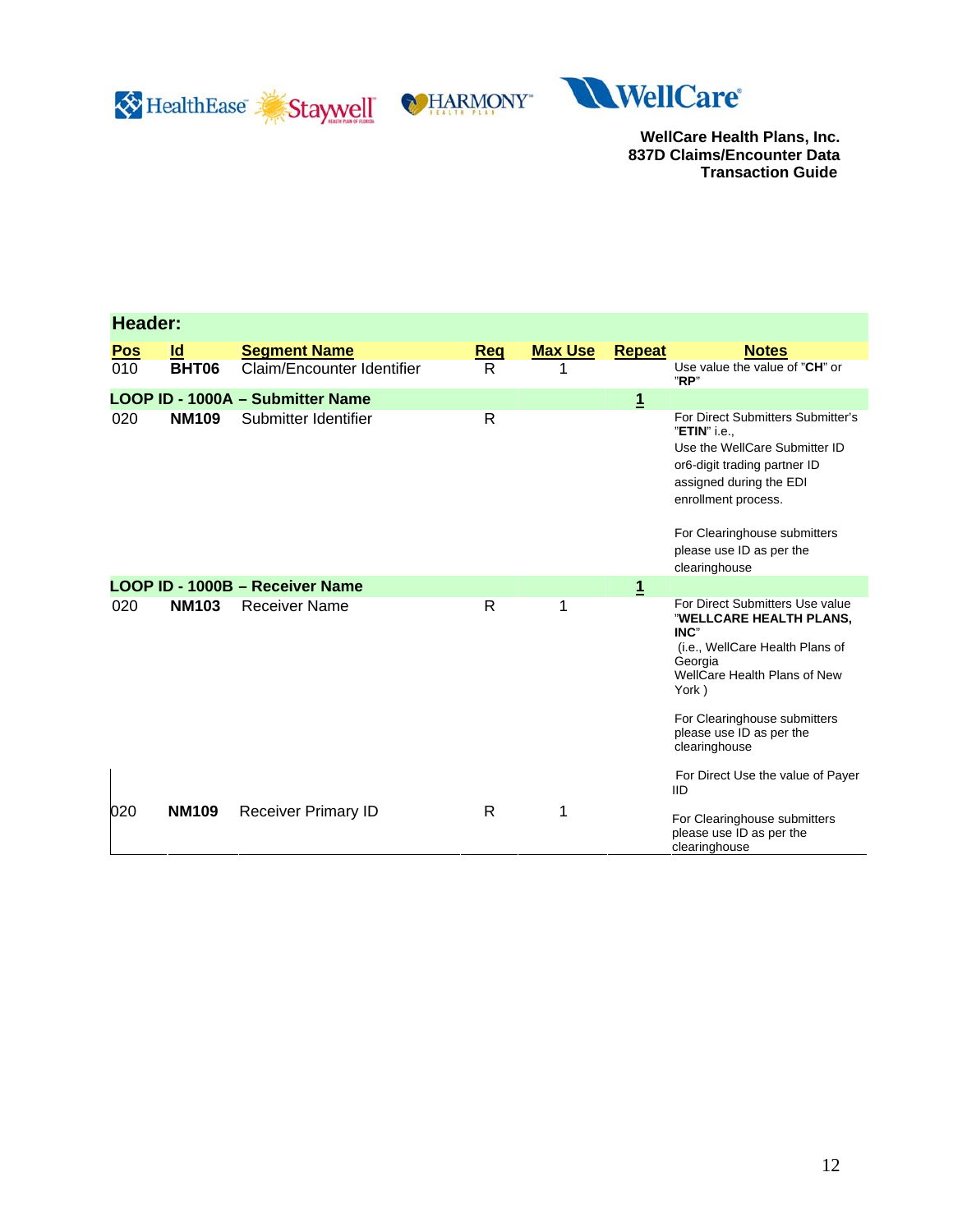**WellCare Health Plans, Inc.**
**837D Claims/Encounter Data**
**Transaction Guide**

| Header: | | | | | | |
|---|---|---|---|---|---|---|
| **Pos** | **Id** | **Segment Name** | **Req** | **Max Use** | **Repeat** | **Notes** |
| 010 | **BHT06** | Claim/Encounter Identifier | R | 1 | | Use value the value of "**CH**" or "**RP**" |
| **LOOP ID - 1000A – Submitter Name** | | | | | **1** | |
| 020 | **NM109** | Submitter Identifier | R | | | For Direct Submitters Submitter's "**ETIN**" i.e., Use the WellCare Submitter ID or6-digit trading partner ID assigned during the EDI enrollment process.<br><br>For Clearinghouse submitters please use ID as per the clearinghouse |
| **LOOP ID - 1000B – Receiver Name** | | | | | **1** | |
| 020 | **NM103** | Receiver Name | R | 1 | | For Direct Submitters Use value "**WELLCARE HEALTH PLANS, INC**" (i.e., WellCare Health Plans of Georgia WellCare Health Plans of New York )<br><br>For Clearinghouse submitters please use ID as per the clearinghouse |
| 020 | **NM109** | Receiver Primary ID | R | 1 | | For Direct Use the value of Payer IID<br><br>For Clearinghouse submitters please use ID as per the clearinghouse |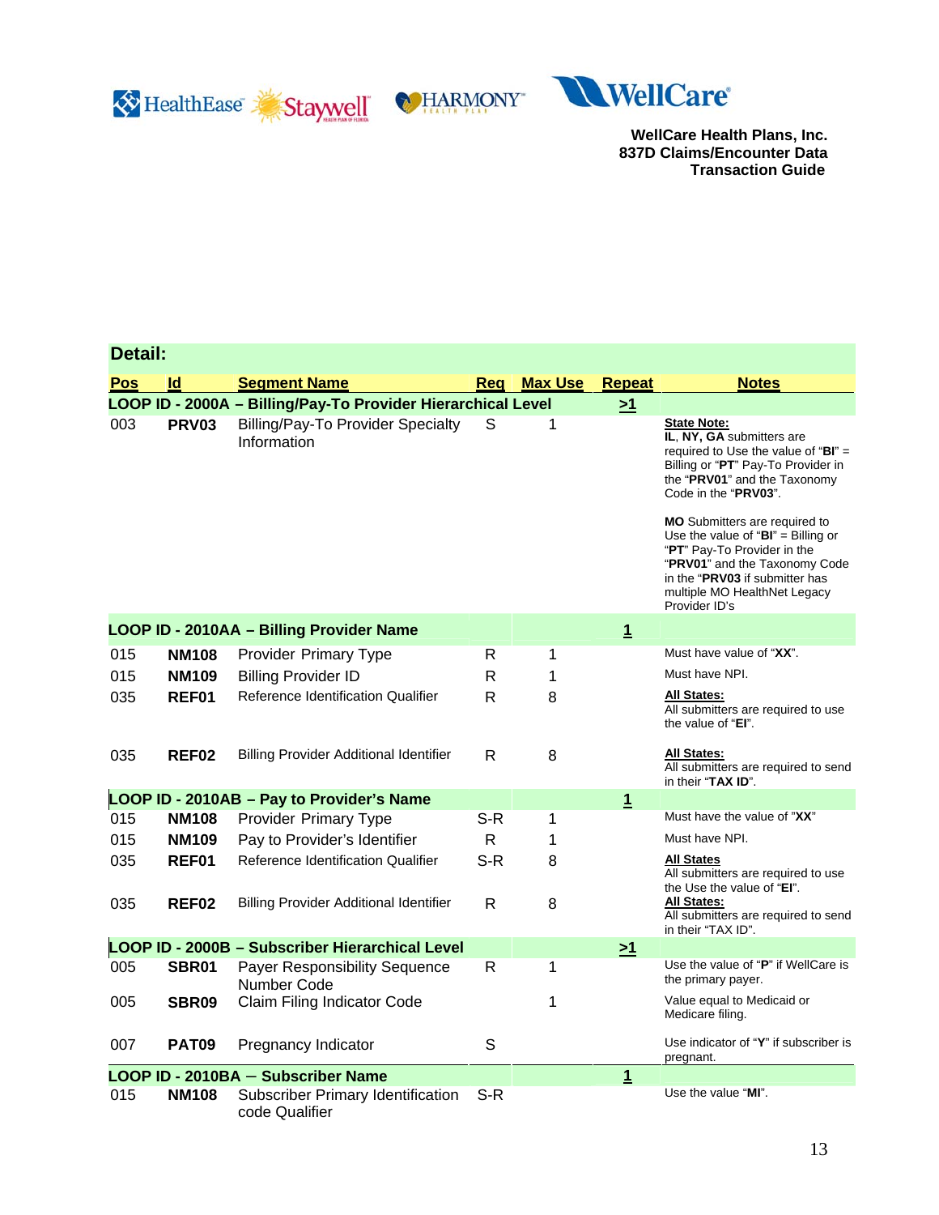**WellCare Health Plans, Inc.**
**837D Claims/Encounter Data**
**Transaction Guide**

## Detail:

| Pos | Id | Segment Name | Req | Max Use | Repeat | Notes |
|---|---|---|---|---|---|---|
| **LOOP ID - 2000A – Billing/Pay-To Provider Hierarchical Level** | | | | | >1 | |
| 003 | **PRV03** | Billing/Pay-To Provider Specialty Information | S | 1 | | **State Note:** **IL**, **NY, GA** submitters are required to Use the value of "**BI**" = Billing or "**PT**" Pay-To Provider in the "**PRV01**" and the Taxonomy Code in the "**PRV03**". **MO** Submitters are required to Use the value of "**BI**" = Billing or "**PT**" Pay-To Provider in the "**PRV01**" and the Taxonomy Code in the "**PRV03** if submitter has multiple MO HealthNet Legacy Provider ID's |
| **LOOP ID - 2010AA – Billing Provider Name** | | | | | 1 | |
| 015 | **NM108** | Provider Primary Type | R | 1 | | Must have value of "**XX**". |
| 015 | **NM109** | Billing Provider ID | R | 1 | | Must have NPI. |
| 035 | **REF01** | Reference Identification Qualifier | R | 8 | | **All States:** All submitters are required to use the value of "**EI**". |
| 035 | **REF02** | Billing Provider Additional Identifier | R | 8 | | **All States:** All submitters are required to send in their "**TAX ID**". |
| **LOOP ID - 2010AB – Pay to Provider's Name** | | | | | 1 | |
| 015 | **NM108** | Provider Primary Type | S-R | 1 | | Must have the value of "**XX**" |
| 015 | **NM109** | Pay to Provider's Identifier | R | 1 | | Must have NPI. |
| 035 | **REF01** | Reference Identification Qualifier | S-R | 8 | | **All States** All submitters are required to use the Use the value of "**EI**". |
| 035 | **REF02** | Billing Provider Additional Identifier | R | 8 | | **All States:** All submitters are required to send in their "TAX ID". |
| **LOOP ID - 2000B – Subscriber Hierarchical Level** | | | | | >1 | |
| 005 | **SBR01** | Payer Responsibility Sequence Number Code | R | 1 | | Use the value of "**P**" if WellCare is the primary payer. |
| 005 | **SBR09** | Claim Filing Indicator Code | | 1 | | Value equal to Medicaid or Medicare filing. |
| 007 | **PAT09** | Pregnancy Indicator | S | | | Use indicator of "**Y**" if subscriber is pregnant. |
| **LOOP ID - 2010BA – Subscriber Name** | | | | | 1 | |
| 015 | **NM108** | Subscriber Primary Identification code Qualifier | S-R | | | Use the value "**MI**". |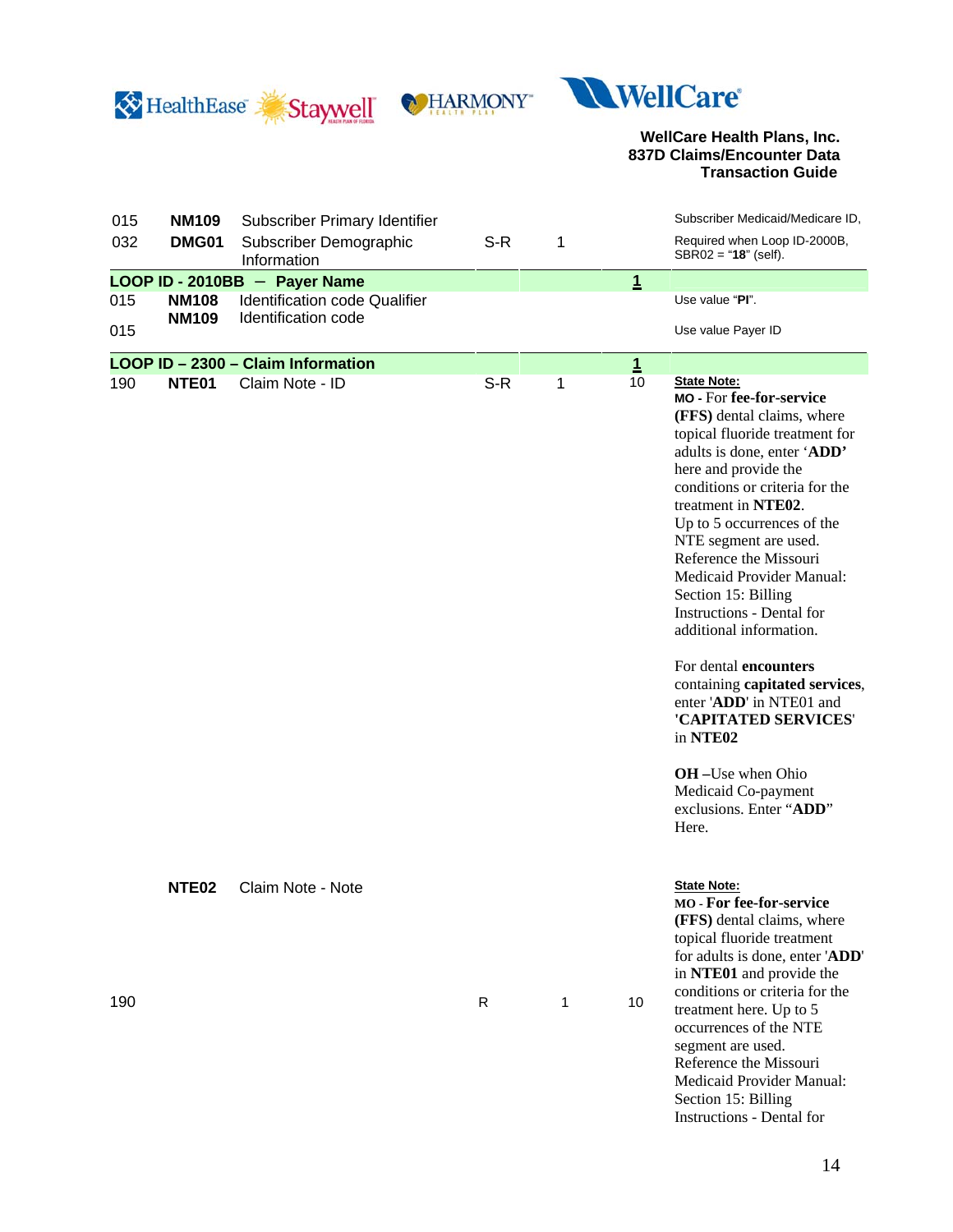| | | | | | | |
|---|---|---|---|---|---|---|
| 015 | **NM109** | Subscriber Primary Identifier | | | | Subscriber Medicaid/Medicare ID, |
| 032 | **DMG01** | Subscriber Demographic Information | S-R | 1 | | Required when Loop ID-2000B, SBR02 = "**18**" (self). |
| **LOOP ID - 2010BB – Payer Name** | | | | | **1** | |
| 015 | **NM108** | Identification code Qualifier | | | | Use value "**PI**". |
| 015 | **NM109** | Identification code | | | | Use value Payer ID |
| **LOOP ID – 2300 – Claim Information** | | | | | **1** | |
| 190 | **NTE01** | Claim Note - ID | S-R | 1 | 10 | **State Note:** **MO -** For **fee-for-service (FFS)** dental claims, where topical fluoride treatment for adults is done, enter '**ADD'** here and provide the conditions or criteria for the treatment in **NTE02**. Up to 5 occurrences of the NTE segment are used. Reference the Missouri Medicaid Provider Manual: Section 15: Billing Instructions - Dental for additional information. For dental **encounters** containing **capitated services**, enter '**ADD**' in NTE01 and **'CAPITATED SERVICES**' in **NTE02** **OH –**Use when Ohio Medicaid Co-payment exclusions. Enter "**ADD**" Here. |
| 190 | **NTE02** | Claim Note - Note | R | 1 | 10 | **State Note:** **MO - For fee-for-service (FFS)** dental claims, where topical fluoride treatment for adults is done, enter '**ADD**' in **NTE01** and provide the conditions or criteria for the treatment here. Up to 5 occurrences of the NTE segment are used. Reference the Missouri Medicaid Provider Manual: Section 15: Billing Instructions - Dental for |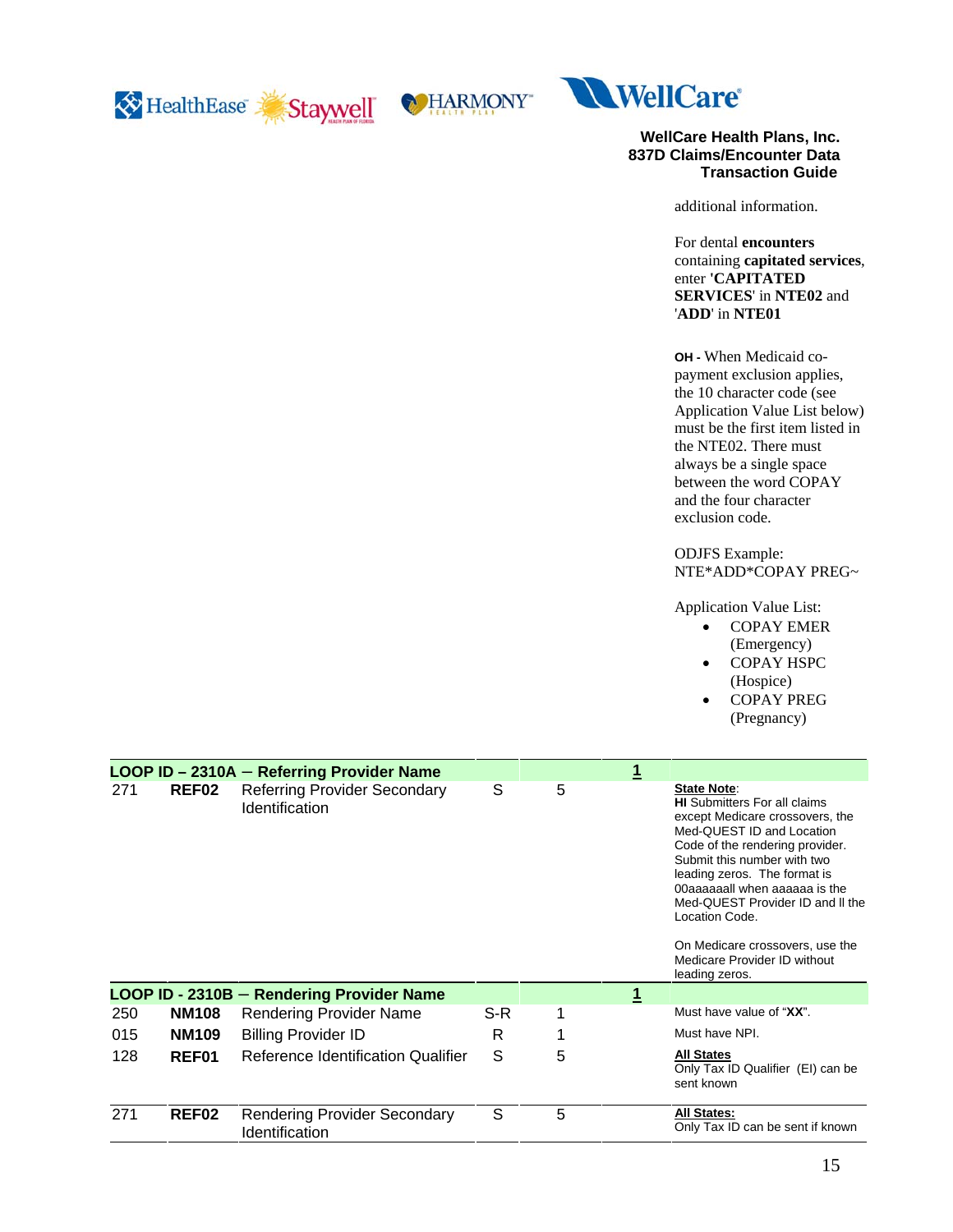additional information.

For dental **encounters** containing **capitated services**, enter **'CAPITATED SERVICES**' in **NTE02** and '**ADD**' in **NTE01**

**OH -** When Medicaid co-payment exclusion applies, the 10 character code (see Application Value List below) must be the first item listed in the NTE02. There must always be a single space between the word COPAY and the four character exclusion code.

ODJFS Example:
NTE*ADD*COPAY PREG~

Application Value List:

- COPAY EMER (Emergency)
- COPAY HSPC (Hospice)
- COPAY PREG (Pregnancy)

| | | | | | | |
|---|---|---|---|---|---|---|
| **LOOP ID – 2310A – Referring Provider Name** | | | | | **1** | |
| 271 | **REF02** | Referring Provider Secondary Identification | S | 5 | | **State Note**: **HI** Submitters For all claims except Medicare crossovers, the Med-QUEST ID and Location Code of the rendering provider. Submit this number with two leading zeros. The format is 00aaaaaall when aaaaaa is the Med-QUEST Provider ID and ll the Location Code. On Medicare crossovers, use the Medicare Provider ID without leading zeros. |
| **LOOP ID - 2310B – Rendering Provider Name** | | | | | **1** | |
| 250 | **NM108** | Rendering Provider Name | S-R | 1 | | Must have value of "**XX**". |
| 015 | **NM109** | Billing Provider ID | R | 1 | | Must have NPI. |
| 128 | **REF01** | Reference Identification Qualifier | S | 5 | | **All States** Only Tax ID Qualifier (EI) can be sent known |
| 271 | **REF02** | Rendering Provider Secondary Identification | S | 5 | | **All States:** Only Tax ID can be sent if known |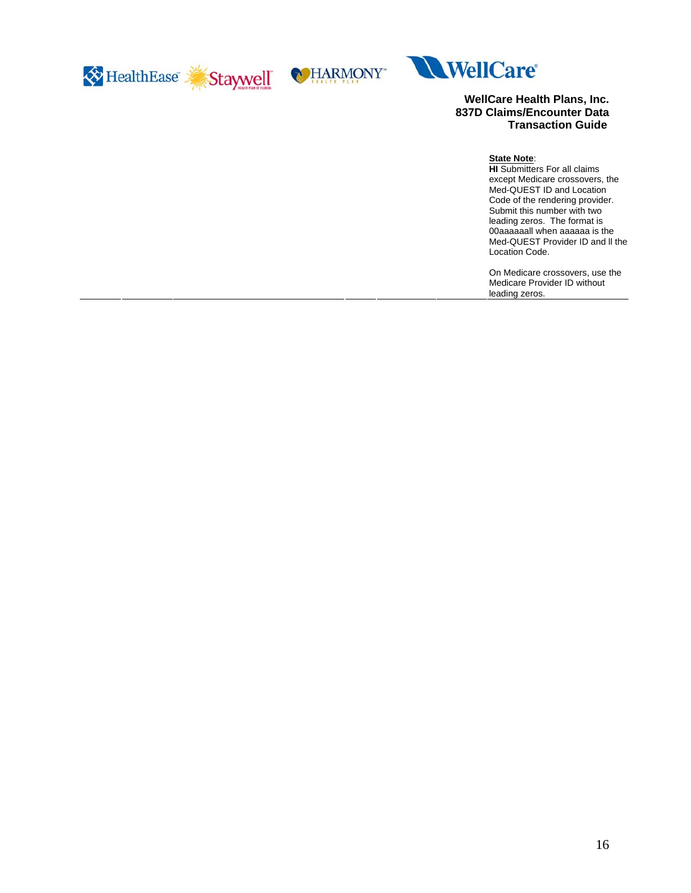**State Note**:
**HI** Submitters For all claims except Medicare crossovers, the Med-QUEST ID and Location Code of the rendering provider. Submit this number with two leading zeros. The format is 00aaaaaall when aaaaaa is the Med-QUEST Provider ID and ll the Location Code.

On Medicare crossovers, use the Medicare Provider ID without leading zeros.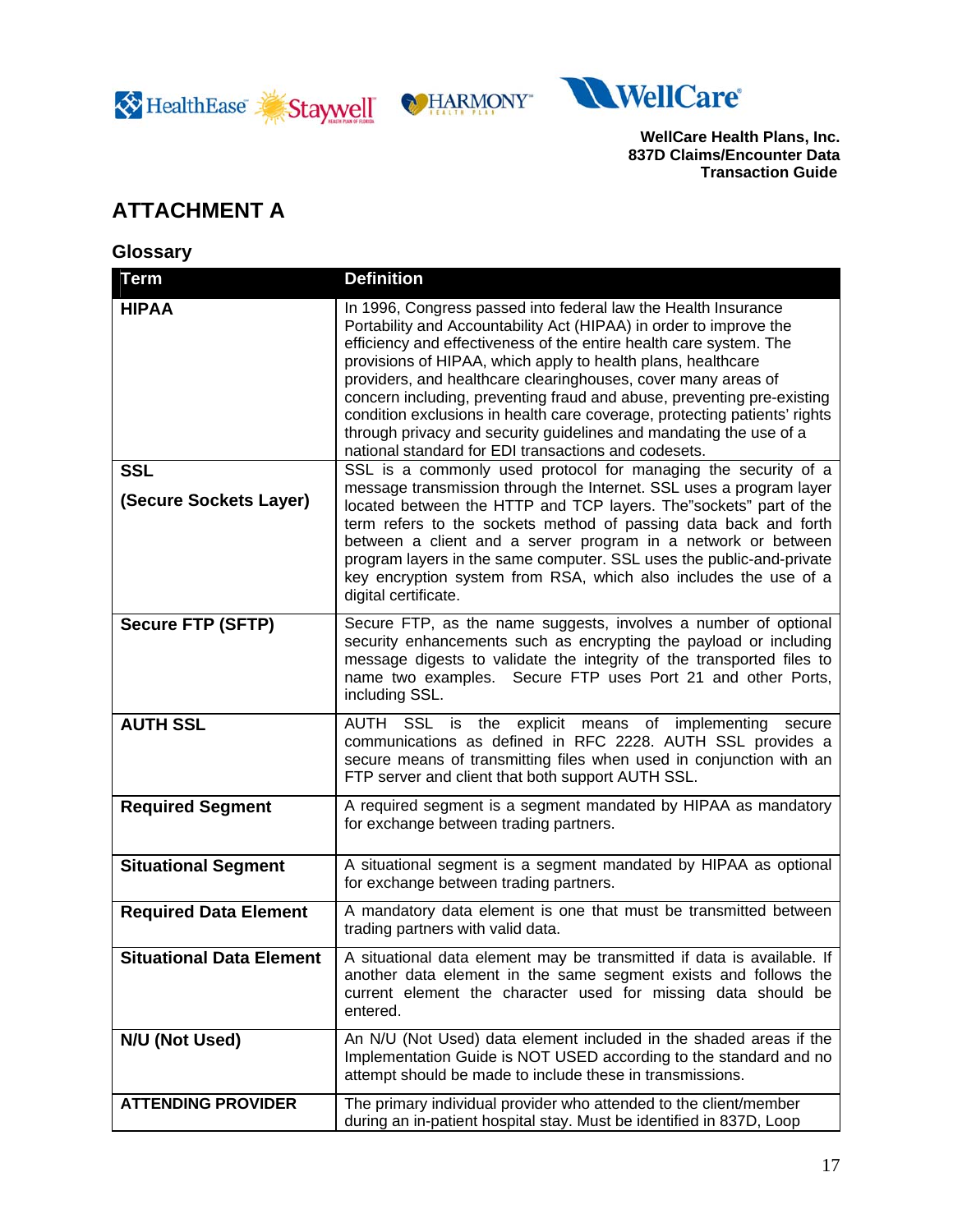WellCare Health Plans, Inc.
837D Claims/Encounter Data
Transaction Guide

# ATTACHMENT A

## Glossary

| Term | Definition |
|---|---|
| **HIPAA** | In 1996, Congress passed into federal law the Health Insurance Portability and Accountability Act (HIPAA) in order to improve the efficiency and effectiveness of the entire health care system. The provisions of HIPAA, which apply to health plans, healthcare providers, and healthcare clearinghouses, cover many areas of concern including, preventing fraud and abuse, preventing pre-existing condition exclusions in health care coverage, protecting patients' rights through privacy and security guidelines and mandating the use of a national standard for EDI transactions and codesets. |
| **SSL** **(Secure Sockets Layer)** | SSL is a commonly used protocol for managing the security of a message transmission through the Internet. SSL uses a program layer located between the HTTP and TCP layers. The"sockets" part of the term refers to the sockets method of passing data back and forth between a client and a server program in a network or between program layers in the same computer. SSL uses the public-and-private key encryption system from RSA, which also includes the use of a digital certificate. |
| **Secure FTP (SFTP)** | Secure FTP, as the name suggests, involves a number of optional security enhancements such as encrypting the payload or including message digests to validate the integrity of the transported files to name two examples. Secure FTP uses Port 21 and other Ports, including SSL. |
| **AUTH SSL** | AUTH SSL is the explicit means of implementing secure communications as defined in RFC 2228. AUTH SSL provides a secure means of transmitting files when used in conjunction with an FTP server and client that both support AUTH SSL. |
| **Required Segment** | A required segment is a segment mandated by HIPAA as mandatory for exchange between trading partners. |
| **Situational Segment** | A situational segment is a segment mandated by HIPAA as optional for exchange between trading partners. |
| **Required Data Element** | A mandatory data element is one that must be transmitted between trading partners with valid data. |
| **Situational Data Element** | A situational data element may be transmitted if data is available. If another data element in the same segment exists and follows the current element the character used for missing data should be entered. |
| **N/U (Not Used)** | An N/U (Not Used) data element included in the shaded areas if the Implementation Guide is NOT USED according to the standard and no attempt should be made to include these in transmissions. |
| **ATTENDING PROVIDER** | The primary individual provider who attended to the client/member during an in-patient hospital stay. Must be identified in 837D, Loop |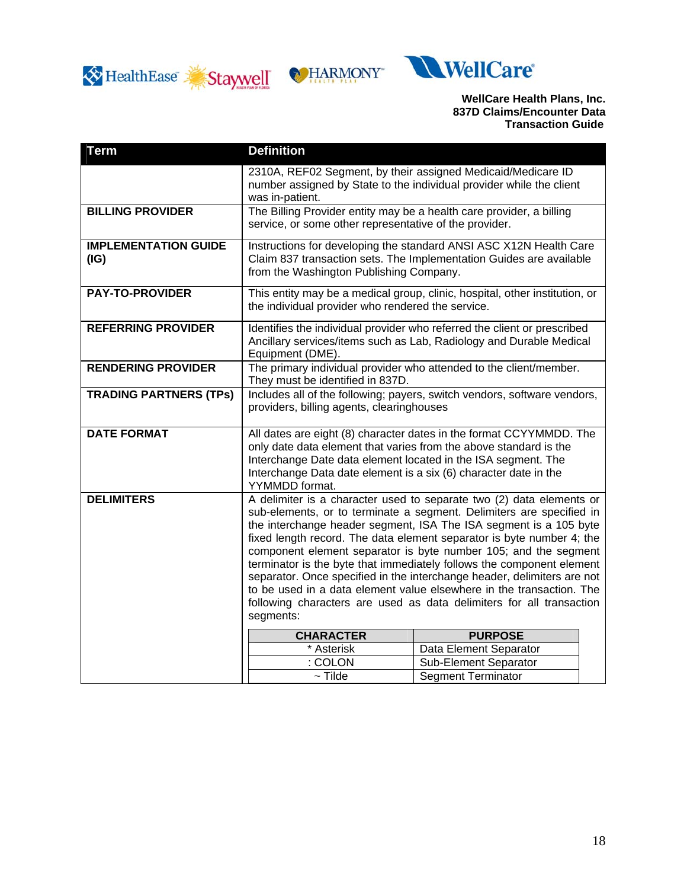| Term | Definition |
| --- | --- |
| | 2310A, REF02 Segment, by their assigned Medicaid/Medicare ID number assigned by State to the individual provider while the client was in-patient. |
| **BILLING PROVIDER** | The Billing Provider entity may be a health care provider, a billing service, or some other representative of the provider. |
| **IMPLEMENTATION GUIDE (IG)** | Instructions for developing the standard ANSI ASC X12N Health Care Claim 837 transaction sets. The Implementation Guides are available from the Washington Publishing Company. |
| **PAY-TO-PROVIDER** | This entity may be a medical group, clinic, hospital, other institution, or the individual provider who rendered the service. |
| **REFERRING PROVIDER** | Identifies the individual provider who referred the client or prescribed Ancillary services/items such as Lab, Radiology and Durable Medical Equipment (DME). |
| **RENDERING PROVIDER** | The primary individual provider who attended to the client/member. They must be identified in 837D. |
| **TRADING PARTNERS (TPs)** | Includes all of the following; payers, switch vendors, software vendors, providers, billing agents, clearinghouses |
| **DATE FORMAT** | All dates are eight (8) character dates in the format CCYYMMDD. The only date data element that varies from the above standard is the Interchange Date data element located in the ISA segment. The Interchange Data date element is a six (6) character date in the YYMMDD format. |
| **DELIMITERS** | A delimiter is a character used to separate two (2) data elements or sub-elements, or to terminate a segment. Delimiters are specified in the interchange header segment, ISA The ISA segment is a 105 byte fixed length record. The data element separator is byte number 4; the component element separator is byte number 105; and the segment terminator is the byte that immediately follows the component element separator. Once specified in the interchange header, delimiters are not to be used in a data element value elsewhere in the transaction. The following characters are used as data delimiters for all transaction segments: |

| CHARACTER | PURPOSE |
| --- | --- |
| * Asterisk | Data Element Separator |
| : COLON | Sub-Element Separator |
| ~ Tilde | Segment Terminator |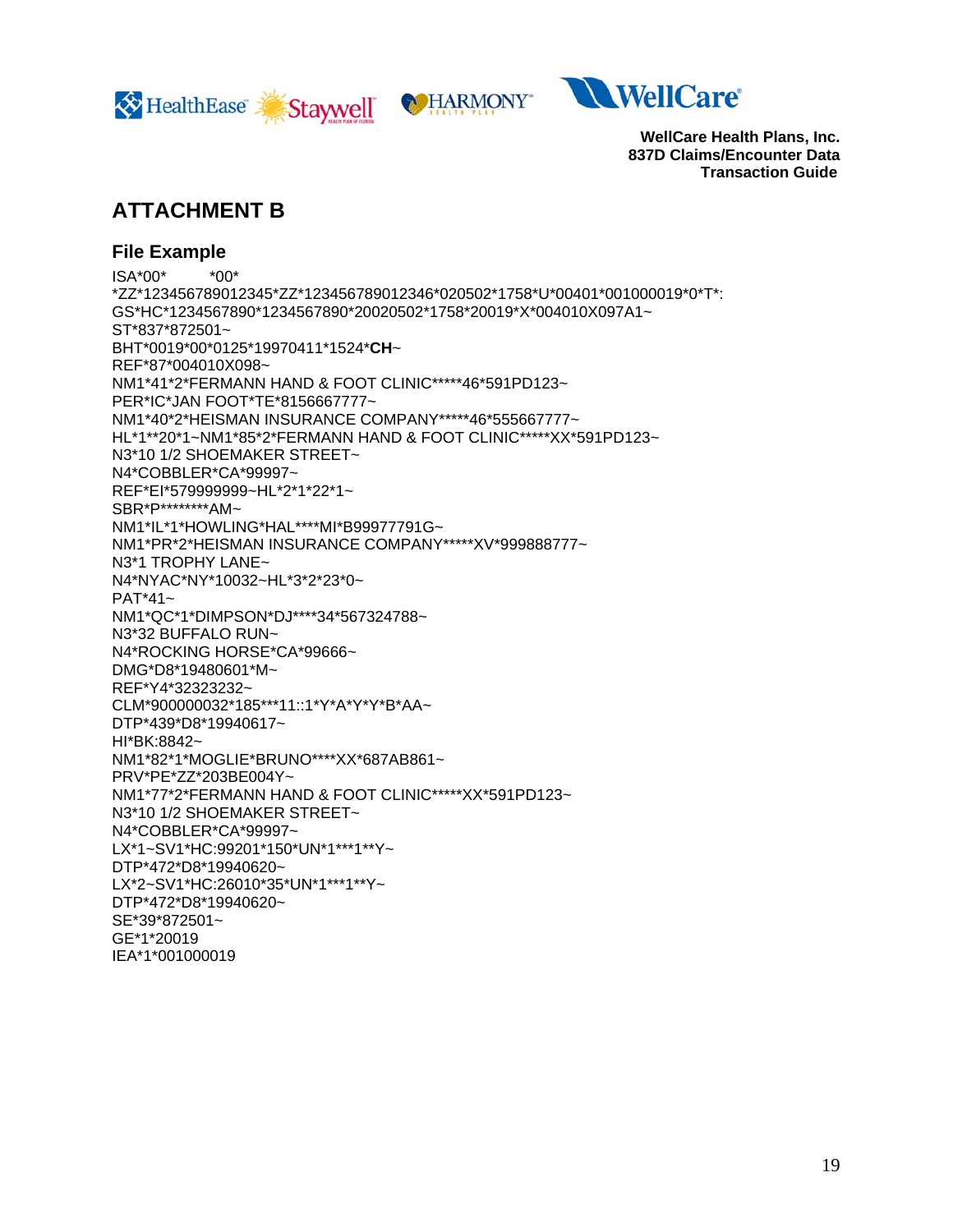**WellCare Health Plans, Inc.**
**837D Claims/Encounter Data**
**Transaction Guide**

## ATTACHMENT B

### File Example

```
ISA*00*          *00*
*ZZ*123456789012345*ZZ*123456789012346*020502*1758*U*00401*001000019*0*T*:
GS*HC*1234567890*1234567890*20020502*1758*20019*X*004010X097A1~
ST*837*872501~
BHT*0019*00*0125*19970411*1524*CH~
REF*87*004010X098~
NM1*41*2*FERMANN HAND & FOOT CLINIC*****46*591PD123~
PER*IC*JAN FOOT*TE*8156667777~
NM1*40*2*HEISMAN INSURANCE COMPANY*****46*555667777~
HL*1**20*1~NM1*85*2*FERMANN HAND & FOOT CLINIC*****XX*591PD123~
N3*10 1/2 SHOEMAKER STREET~
N4*COBBLER*CA*99997~
REF*EI*579999999~HL*2*1*22*1~
SBR*P********AM~
NM1*IL*1*HOWLING*HAL****MI*B99977791G~
NM1*PR*2*HEISMAN INSURANCE COMPANY*****XV*999888777~
N3*1 TROPHY LANE~
N4*NYAC*NY*10032~HL*3*2*23*0~
PAT*41~
NM1*QC*1*DIMPSON*DJ****34*567324788~
N3*32 BUFFALO RUN~
N4*ROCKING HORSE*CA*99666~
DMG*D8*19480601*M~
REF*Y4*32323232~
CLM*900000032*185***11::1*Y*A*Y*Y*B*AA~
DTP*439*D8*19940617~
HI*BK:8842~
NM1*82*1*MOGLIE*BRUNO****XX*687AB861~
PRV*PE*ZZ*203BE004Y~
NM1*77*2*FERMANN HAND & FOOT CLINIC*****XX*591PD123~
N3*10 1/2 SHOEMAKER STREET~
N4*COBBLER*CA*99997~
LX*1~SV1*HC:99201*150*UN*1***1**Y~
DTP*472*D8*19940620~
LX*2~SV1*HC:26010*35*UN*1***1**Y~
DTP*472*D8*19940620~
SE*39*872501~
GE*1*20019
IEA*1*001000019
```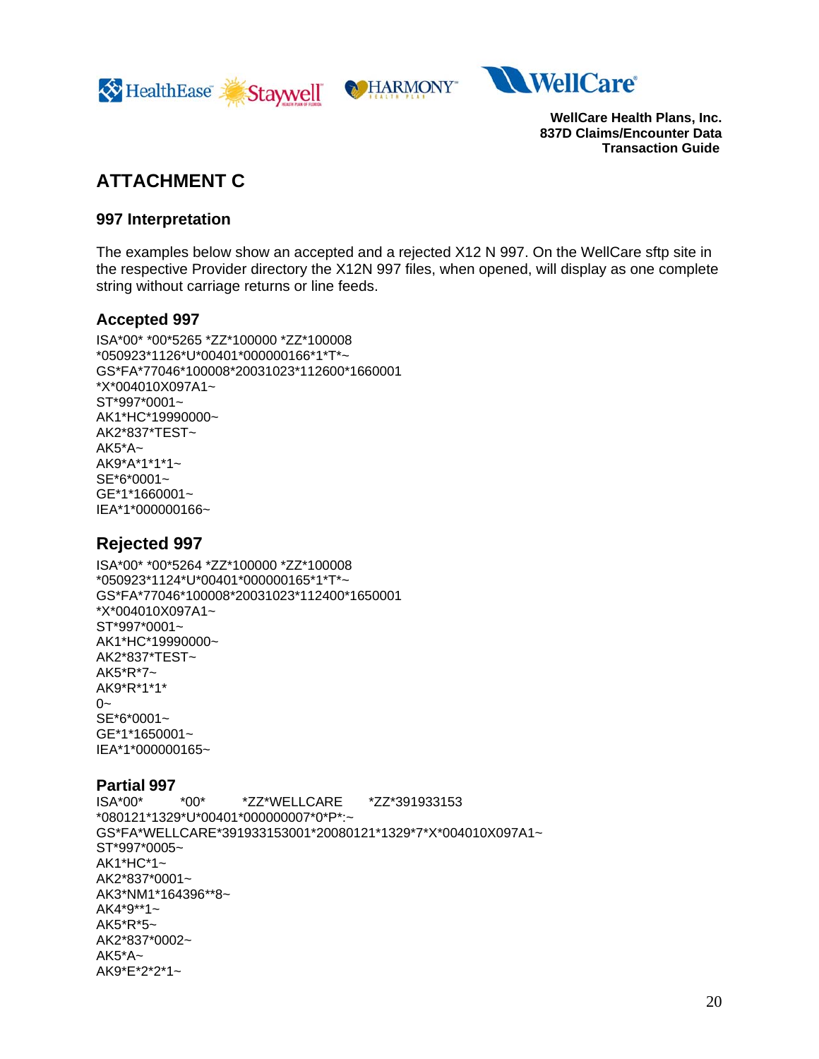WellCare Health Plans, Inc.
837D Claims/Encounter Data
Transaction Guide

# ATTACHMENT C

## 997 Interpretation

The examples below show an accepted and a rejected X12 N 997. On the WellCare sftp site in the respective Provider directory the X12N 997 files, when opened, will display as one complete string without carriage returns or line feeds.

### Accepted 997

```
ISA*00* *00*5265 *ZZ*100000 *ZZ*100008
*050923*1126*U*00401*000000166*1*T*~
GS*FA*77046*100008*20031023*112600*1660001
*X*004010X097A1~
ST*997*0001~
AK1*HC*19990000~
AK2*837*TEST~
AK5*A~
AK9*A*1*1*1~
SE*6*0001~
GE*1*1660001~
IEA*1*000000166~
```

### Rejected 997

```
ISA*00* *00*5264 *ZZ*100000 *ZZ*100008
*050923*1124*U*00401*000000165*1*T*~
GS*FA*77046*100008*20031023*112400*1650001
*X*004010X097A1~
ST*997*0001~
AK1*HC*19990000~
AK2*837*TEST~
AK5*R*7~
AK9*R*1*1*
0~
SE*6*0001~
GE*1*1650001~
IEA*1*000000165~
```

### Partial 997

```
ISA*00*        *00*        *ZZ*WELLCARE        *ZZ*391933153
*080121*1329*U*00401*000000007*0*P*:~
GS*FA*WELLCARE*391933153001*20080121*1329*7*X*004010X097A1~
ST*997*0005~
AK1*HC*1~
AK2*837*0001~
AK3*NM1*164396**8~
AK4*9**1~
AK5*R*5~
AK2*837*0002~
AK5*A~
AK9*E*2*2*1~
```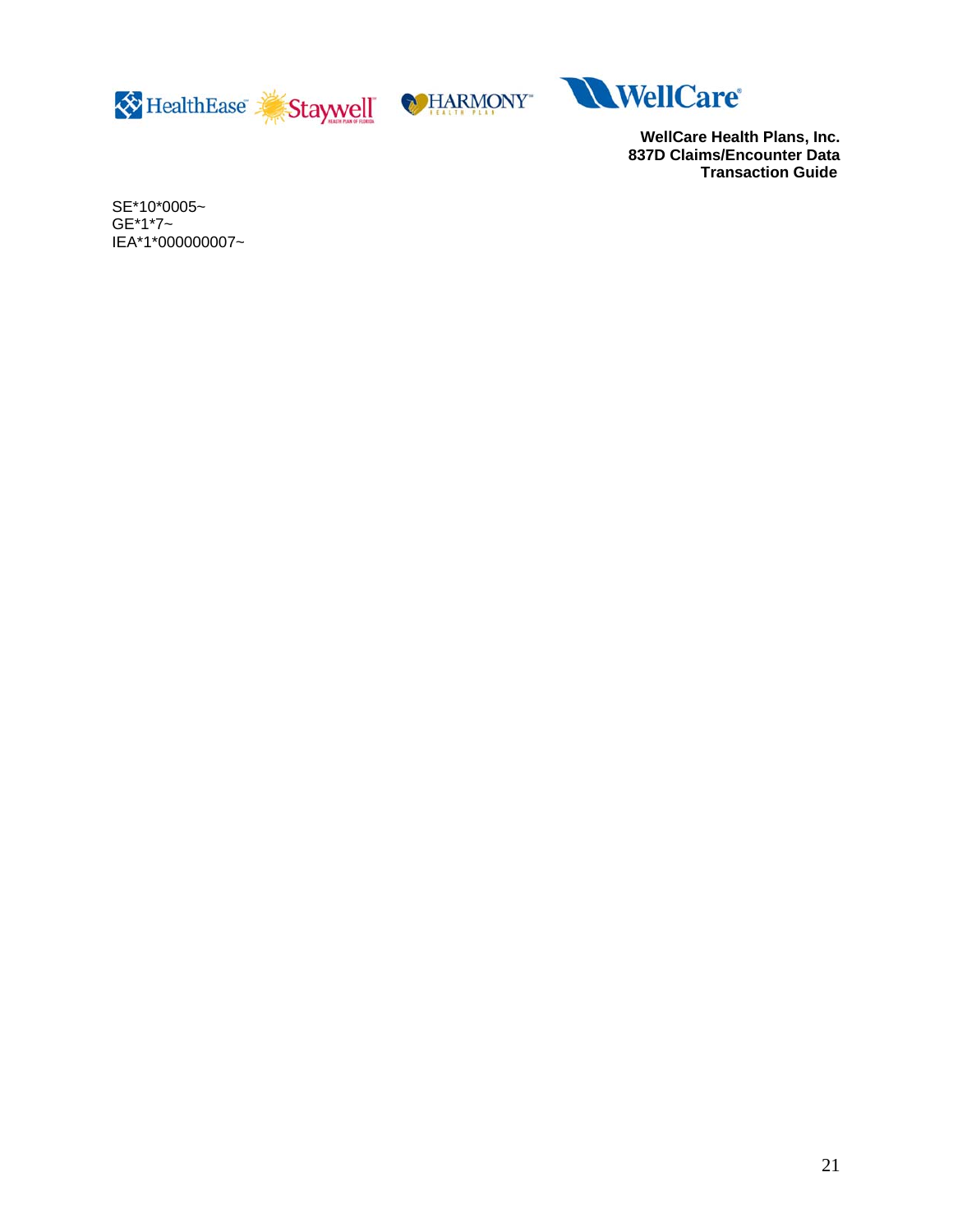SE*10*0005~
GE*1*7~
IEA*1*000000007~